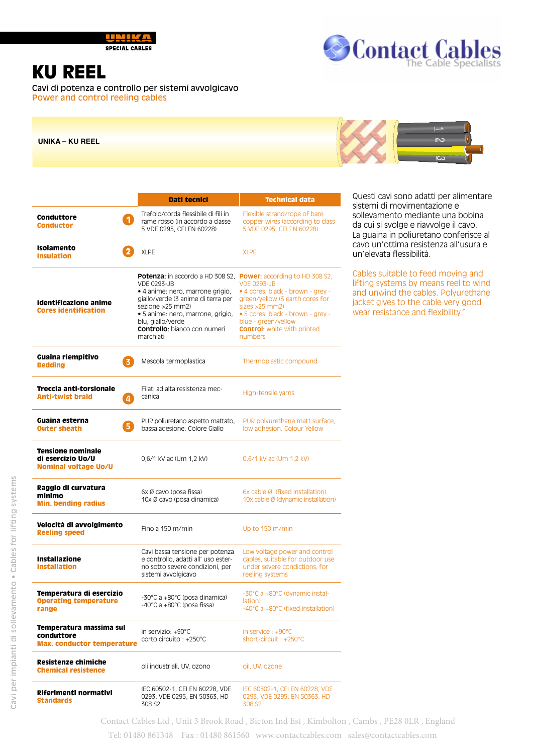UNIKA
SPECIAL CABLES

Contact Cables
The Cable Specialists

# KU REEL

Cavi di potenza e controllo per sistemi avvolgicavo
Power and control reeling cables

**UNIKA – KU REEL**

| | | Dati tecnici | Technical data |
|---|---|---|---|
| **Conduttore** **Conductor** | 1 | Trefolo/corda flessibile di fili in rame rosso (in accordo a classe 5 VDE 0295, CEI EN 60228) | Flexible strand/rope of bare copper wires (according to class 5 VDE 0295, CEI EN 60228) |
| **Isolamento** **Insulation** | 2 | XLPE | XLPE |
| **Identificazione anime** **Cores identification** | | **Potenza:** in accordo a HD 308 S2, VDE 0293-JB • 4 anime: nero, marrone grigio, giallo/verde (3 anime di terra per sezione >25 mm2) • 5 anime: nero, marrone, grigio, blu, giallo/verde **Controllo:** bianco con numeri marchiati | **Power:** according to HD 308 S2, VDE 0293-JB • 4 cores: black - brown - grey - green/yellow (3 earth cores for sizes >25 mm2) • 5 cores: black - brown - grey - blue - green/yellow **Control:** white with printed numbers |
| **Guaina riempitivo** **Bedding** | 3 | Mescola termoplastica | Thermoplastic compound |
| **Treccia anti-torsionale** **Anti-twist braid** | 4 | Filati ad alta resistenza meccanica | High-tensile yarns |
| **Guaina esterna** **Outer sheath** | 5 | PUR poliuretano aspetto mattato, bassa adesione. Colore Giallo | PUR polyurethane matt surface, low adhesion. Colour Yellow |
| **Tensione nominale di esercizio Uo/U** **Nominal voltage Uo/U** | | 0,6/1 kV ac (Um 1,2 kV) | 0,6/1 kV ac (Um 1,2 kV) |
| **Raggio di curvatura minimo** **Min. bending radius** | | 6x Ø cavo (posa fissa) 10x Ø cavo (posa dinamica) | 6x cable Ø (fixed installation) 10x cable Ø (dynamic installation) |
| **Velocità di avvolgimento** **Reeling speed** | | Fino a 150 m/min | Up to 150 m/min |
| **Installazione** **Installation** | | Cavi bassa tensione per potenza e controllo, adatti all' uso esterno sotto severe condizioni, per sistemi avvolgicavo | Low voltage power and control cables, suitable for outdoor use under severe conditions, for reeling systems |
| **Temperatura di esercizio** **Operating temperature range** | | -30°C a +80°C (posa dinamica) -40°C a +80°C (posa fissa) | -30°C a +80°C (dynamic installation) -40°C a +80°C (fixed installation) |
| **Temperatura massima sul conduttore** **Max. conductor temperature** | | in servizio: +90°C corto circuito : +250°C | in service : +90°C short-circuit : +250°C |
| **Resistenze chimiche** **Chemical resistence** | | oli industriali, UV, ozono | oil, UV, ozone |
| **Riferimenti normativi** **Standards** | | IEC 60502-1, CEI EN 60228, VDE 0293, VDE 0295, EN 50363, HD 308 S2 | IEC 60502-1, CEI EN 60228, VDE 0293, VDE 0295, EN 50363, HD 308 S2 |

Questi cavi sono adatti per alimentare sistemi di movimentazione e sollevamento mediante una bobina da cui si svolge e riavvolge il cavo. La guaina in poliuretano conferisce al cavo un'ottima resistenza all'usura e un'elevata flessibilità.

Cables suitable to feed moving and lifting systems by means reel to wind and unwind the cables. Polyurethane jacket gives to the cable very good wear resistance and flexibility."

Cavi per impianti di sollevamento • Cables for lifting systems

Contact Cables Ltd , Unit 3 Brook Road , Bicton Ind Est , Kimbolton , Cambs , PE28 0LR , England
Tel: 01480 861348 Fax : 01480 861560 www.contactcables.com sales@contactcables.com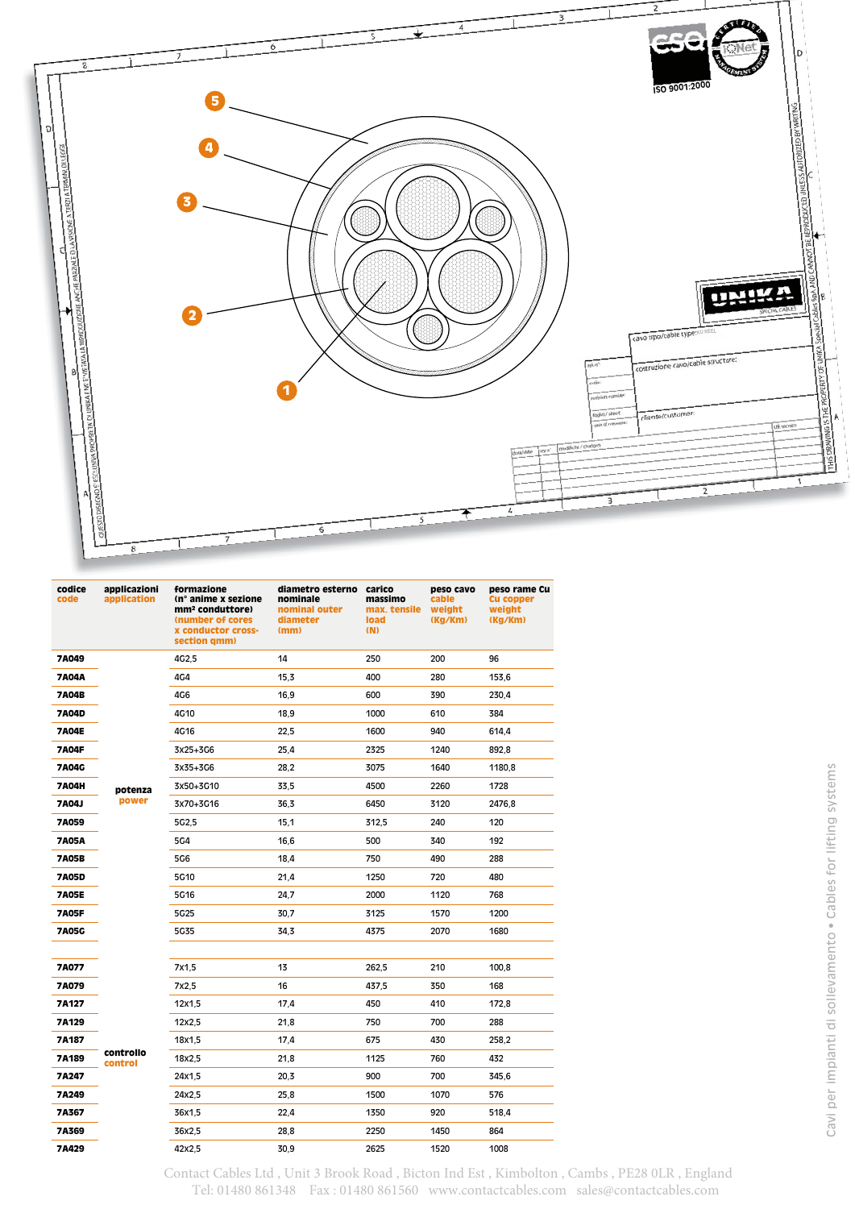| codice<br>code | applicazioni<br>application | formazione<br>(n° anime x sezione mm² conduttore)<br>(number of cores x conductor cross-section qmm) | diametro esterno nominale<br>nominal outer diameter<br>(mm) | carico massimo<br>max. tensile load<br>(N) | peso cavo<br>cable weight<br>(Kg/Km) | peso rame Cu<br>Cu copper weight<br>(Kg/Km) |
|---|---|---|---|---|---|---|
| 7A049 | | 4G2,5 | 14 | 250 | 200 | 96 |
| 7A04A | | 4G4 | 15,3 | 400 | 280 | 153,6 |
| 7A04B | | 4G6 | 16,9 | 600 | 390 | 230,4 |
| 7A04D | | 4G10 | 18,9 | 1000 | 610 | 384 |
| 7A04E | | 4G16 | 22,5 | 1600 | 940 | 614,4 |
| 7A04F | | 3x25+3G6 | 25,4 | 2325 | 1240 | 892,8 |
| 7A04G | | 3x35+3G6 | 28,2 | 3075 | 1640 | 1180,8 |
| 7A04H | potenza<br>power | 3x50+3G10 | 33,5 | 4500 | 2260 | 1728 |
| 7A04J | | 3x70+3G16 | 36,3 | 6450 | 3120 | 2476,8 |
| 7A059 | | 5G2,5 | 15,1 | 312,5 | 240 | 120 |
| 7A05A | | 5G4 | 16,6 | 500 | 340 | 192 |
| 7A05B | | 5G6 | 18,4 | 750 | 490 | 288 |
| 7A05D | | 5G10 | 21,4 | 1250 | 720 | 480 |
| 7A05E | | 5G16 | 24,7 | 2000 | 1120 | 768 |
| 7A05F | | 5G25 | 30,7 | 3125 | 1570 | 1200 |
| 7A05G | | 5G35 | 34,3 | 4375 | 2070 | 1680 |
| 7A077 | | 7x1,5 | 13 | 262,5 | 210 | 100,8 |
| 7A079 | | 7x2,5 | 16 | 437,5 | 350 | 168 |
| 7A127 | | 12x1,5 | 17,4 | 450 | 410 | 172,8 |
| 7A129 | | 12x2,5 | 21,8 | 750 | 700 | 288 |
| 7A187 | | 18x1,5 | 17,4 | 675 | 430 | 258,2 |
| 7A189 | controllo<br>control | 18x2,5 | 21,8 | 1125 | 760 | 432 |
| 7A247 | | 24x1,5 | 20,3 | 900 | 700 | 345,6 |
| 7A249 | | 24x2,5 | 25,8 | 1500 | 1070 | 576 |
| 7A367 | | 36x1,5 | 22,4 | 1350 | 920 | 518,4 |
| 7A369 | | 36x2,5 | 28,8 | 2250 | 1450 | 864 |
| 7A429 | | 42x2,5 | 30,9 | 2625 | 1520 | 1008 |

Cavi per impianti di sollevamento • Cables for lifting systems

Contact Cables Ltd , Unit 3 Brook Road , Bicton Ind Est , Kimbolton , Cambs , PE28 0LR , England
Tel: 01480 861348 Fax : 01480 861560 www.contactcables.com sales@contactcables.com